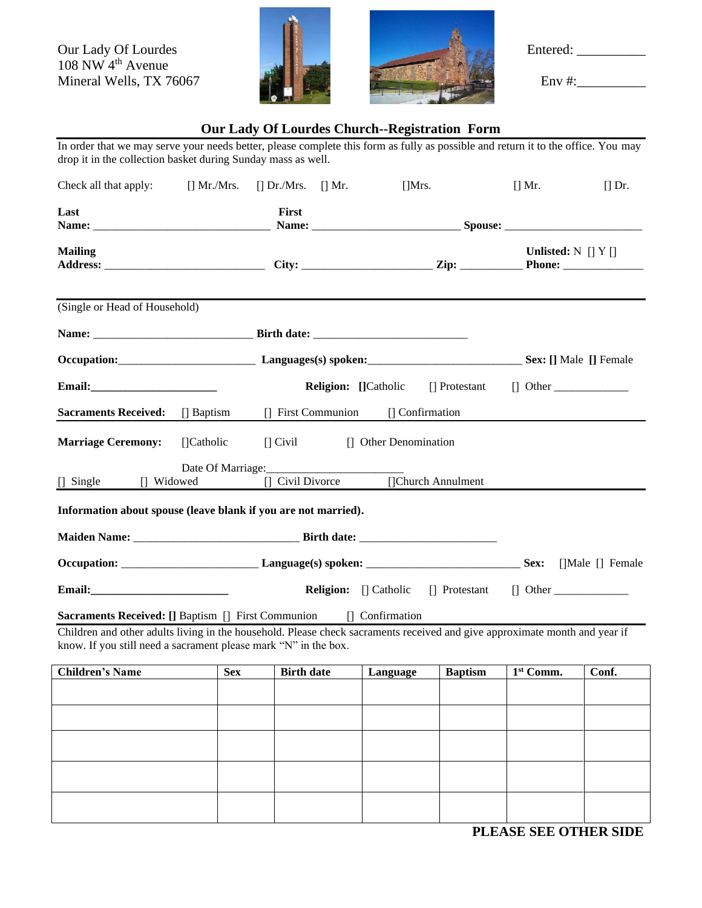Our Lady Of Lourdes
108 NW 4th Avenue
Mineral Wells, TX 76067

Entered: __________

Env #:__________

## Our Lady Of Lourdes Church--Registration Form

In order that we may serve your needs better, please complete this form as fully as possible and return it to the office. You may drop it in the collection basket during Sunday mass as well.

Check all that apply: [] Mr./Mrs. [] Dr./Mrs. [] Mr. []Mrs. [] Mr. [] Dr.

**Last Name:** ______________________________ **First Name:** _________________________ **Spouse:** ________________________

**Mailing Address:** ___________________________ **City:** ______________________ **Zip:** ___________ **Unlisted:** N [] Y [] **Phone:** ______________

(Single or Head of Household)

**Name:** ___________________________ **Birth date:** __________________________

**Occupation:**_______________________ **Languages(s) spoken:**__________________________ **Sex: []** Male **[]** Female

**Email:**______________________ **Religion: []**Catholic [] Protestant [] Other _____________

**Sacraments Received:** [] Baptism [] First Communion [] Confirmation

**Marriage Ceremony:** []Catholic [] Civil [] Other Denomination

Date Of Marriage:________________________

[] Single [] Widowed [] Civil Divorce []Church Annulment

**Information about spouse (leave blank if you are not married).**

**Maiden Name:** ____________________________ **Birth date:** ________________________

**Occupation:** _______________________ **Language(s) spoken:** __________________________ **Sex:** []Male [] Female

**Email:**________________________ **Religion:** [] Catholic [] Protestant [] Other _____________

**Sacraments Received: []** Baptism [] First Communion [] Confirmation

Children and other adults living in the household. Please check sacraments received and give approximate month and year if know. If you still need a sacrament please mark "N" in the box.

| Children's Name | Sex | Birth date | Language | Baptism | 1st Comm. | Conf. |
|---|---|---|---|---|---|---|
| | | | | | | |
| | | | | | | |
| | | | | | | |
| | | | | | | |
| | | | | | | |

**PLEASE SEE OTHER SIDE**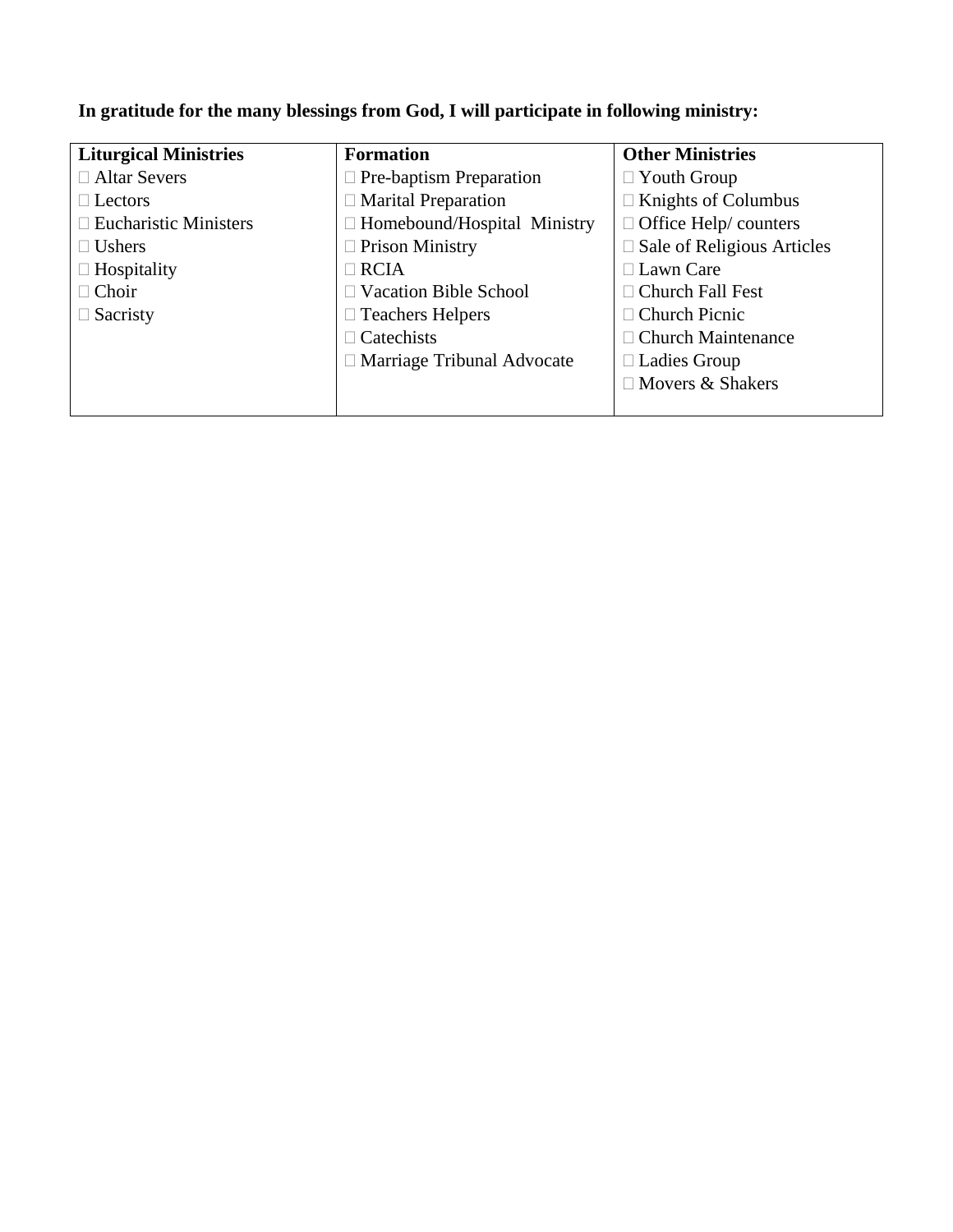**In gratitude for the many blessings from God, I will participate in following ministry:**

| **Liturgical Ministries** | **Formation** | **Other Ministries** |
|---|---|---|
| □ Altar Severs | □ Pre-baptism Preparation | □ Youth Group |
| □ Lectors | □ Marital Preparation | □ Knights of Columbus |
| □ Eucharistic Ministers | □ Homebound/Hospital Ministry | □ Office Help/ counters |
| □ Ushers | □ Prison Ministry | □ Sale of Religious Articles |
| □ Hospitality | □ RCIA | □ Lawn Care |
| □ Choir | □ Vacation Bible School | □ Church Fall Fest |
| □ Sacristy | □ Teachers Helpers | □ Church Picnic |
| | □ Catechists | □ Church Maintenance |
| | □ Marriage Tribunal Advocate | □ Ladies Group |
| | | □ Movers & Shakers |